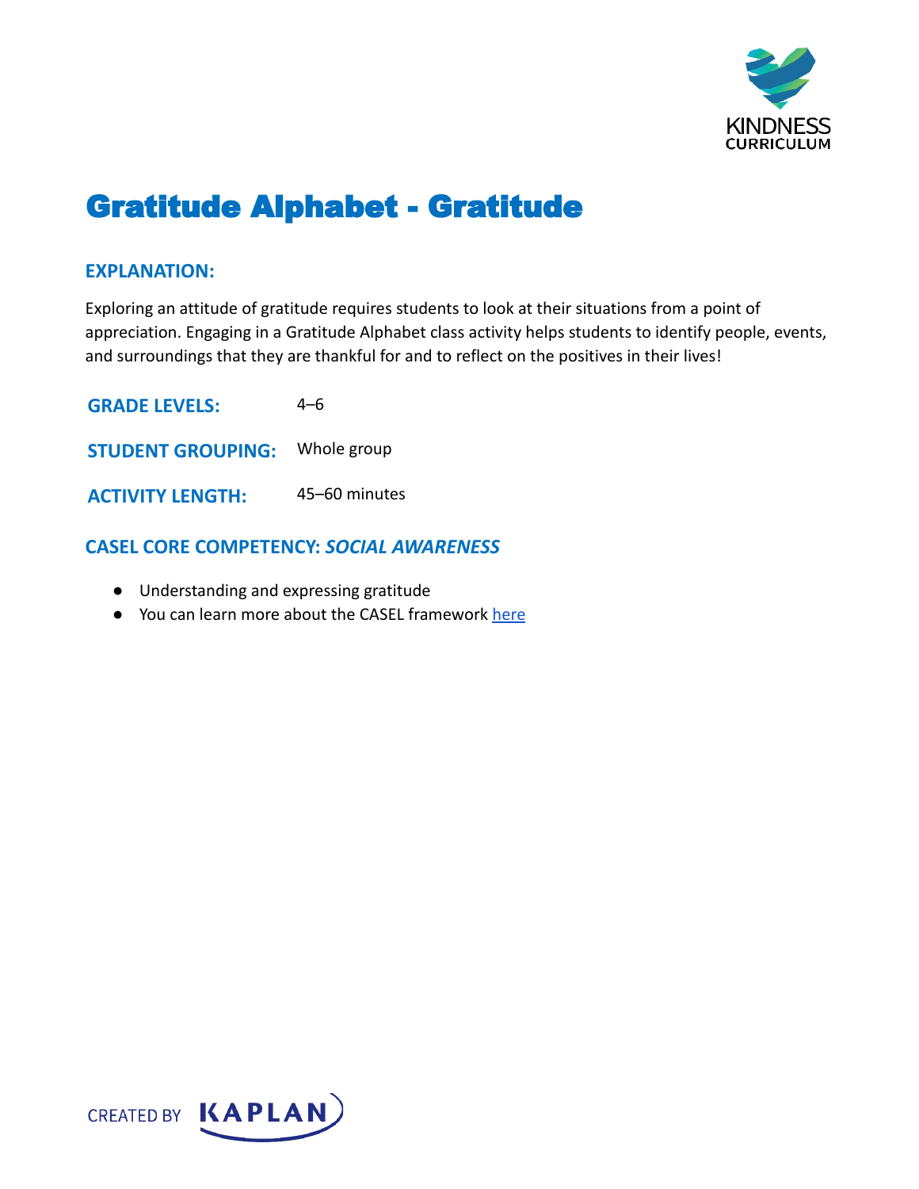KINDNESS CURRICULUM

# Gratitude Alphabet - Gratitude

## EXPLANATION:

Exploring an attitude of gratitude requires students to look at their situations from a point of appreciation. Engaging in a Gratitude Alphabet class activity helps students to identify people, events, and surroundings that they are thankful for and to reflect on the positives in their lives!

**GRADE LEVELS:** 4–6

**STUDENT GROUPING:** Whole group

**ACTIVITY LENGTH:** 45–60 minutes

## CASEL CORE COMPETENCY: *SOCIAL AWARENESS*

- Understanding and expressing gratitude
- You can learn more about the CASEL framework here

CREATED BY KAPLAN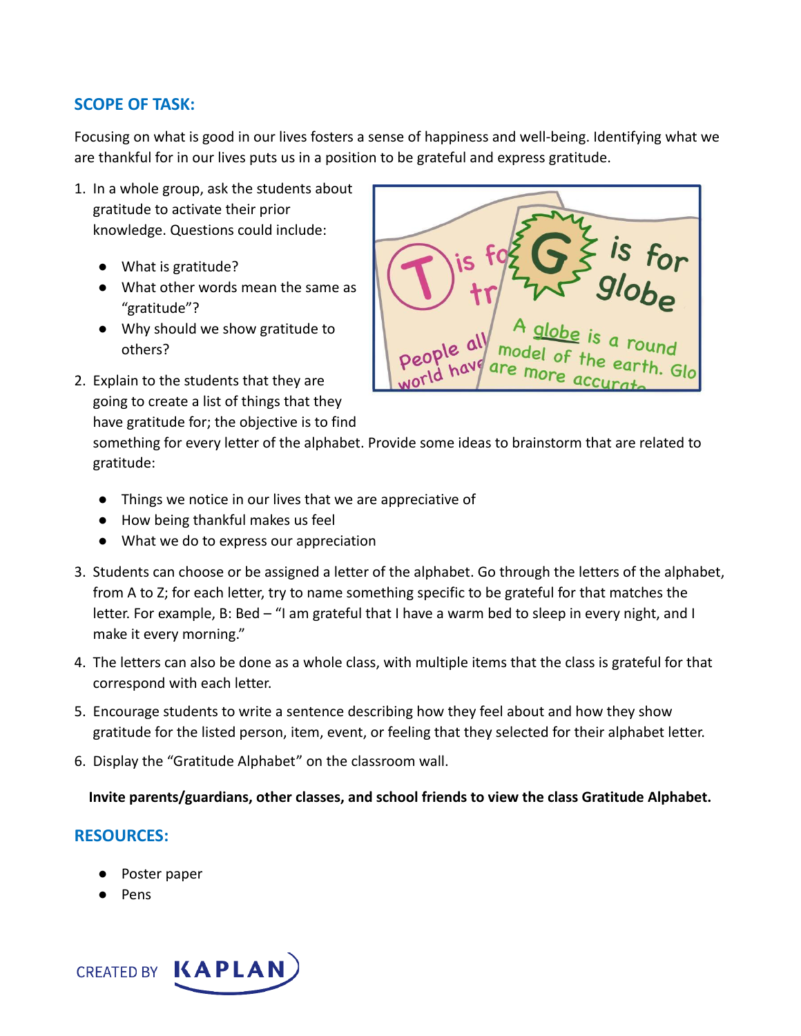## SCOPE OF TASK:

Focusing on what is good in our lives fosters a sense of happiness and well-being. Identifying what we are thankful for in our lives puts us in a position to be grateful and express gratitude.

1. In a whole group, ask the students about gratitude to activate their prior knowledge. Questions could include:
   - What is gratitude?
   - What other words mean the same as "gratitude"?
   - Why should we show gratitude to others?
2. Explain to the students that they are going to create a list of things that they have gratitude for; the objective is to find something for every letter of the alphabet. Provide some ideas to brainstorm that are related to gratitude:
   - Things we notice in our lives that we are appreciative of
   - How being thankful makes us feel
   - What we do to express our appreciation
3. Students can choose or be assigned a letter of the alphabet. Go through the letters of the alphabet, from A to Z; for each letter, try to name something specific to be grateful for that matches the letter. For example, B: Bed – "I am grateful that I have a warm bed to sleep in every night, and I make it every morning."
4. The letters can also be done as a whole class, with multiple items that the class is grateful for that correspond with each letter.
5. Encourage students to write a sentence describing how they feel about and how they show gratitude for the listed person, item, event, or feeling that they selected for their alphabet letter.
6. Display the "Gratitude Alphabet" on the classroom wall.

**Invite parents/guardians, other classes, and school friends to view the class Gratitude Alphabet.**

## RESOURCES:

- Poster paper
- Pens

CREATED BY KAPLAN